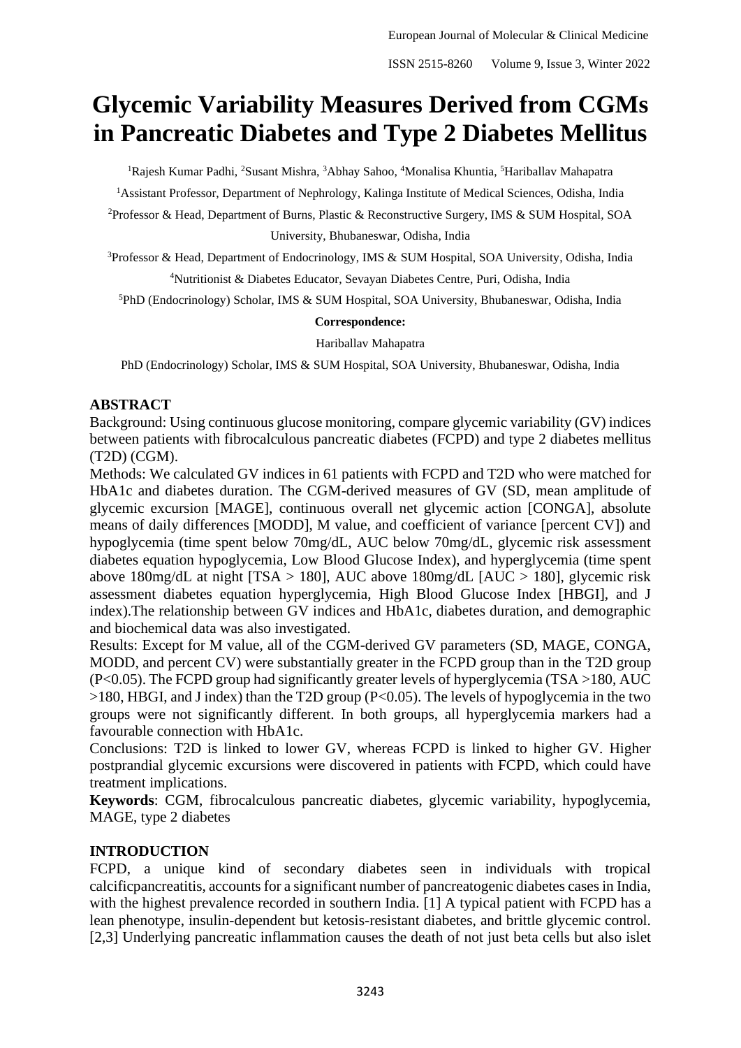# Glycemic Variability Measures Derived from CGMs in Pancreatic Diabetes and Type 2 Diabetes Mellitus

[1]Rajesh Kumar Padhi, [2]Susant Mishra, [3]Abhay Sahoo, [4]Monalisa Khuntia, [5]Hariballav Mahapatra

[1]Assistant Professor, Department of Nephrology, Kalinga Institute of Medical Sciences, Odisha, India

[2]Professor & Head, Department of Burns, Plastic & Reconstructive Surgery, IMS & SUM Hospital, SOA University, Bhubaneswar, Odisha, India

[3]Professor & Head, Department of Endocrinology, IMS & SUM Hospital, SOA University, Odisha, India

[4]Nutritionist & Diabetes Educator, Sevayan Diabetes Centre, Puri, Odisha, India

[5]PhD (Endocrinology) Scholar, IMS & SUM Hospital, SOA University, Bhubaneswar, Odisha, India

**Correspondence:**

Hariballav Mahapatra

PhD (Endocrinology) Scholar, IMS & SUM Hospital, SOA University, Bhubaneswar, Odisha, India

## ABSTRACT

Background: Using continuous glucose monitoring, compare glycemic variability (GV) indices between patients with fibrocalculous pancreatic diabetes (FCPD) and type 2 diabetes mellitus (T2D) (CGM).

Methods: We calculated GV indices in 61 patients with FCPD and T2D who were matched for HbA1c and diabetes duration. The CGM-derived measures of GV (SD, mean amplitude of glycemic excursion [MAGE], continuous overall net glycemic action [CONGA], absolute means of daily differences [MODD], M value, and coefficient of variance [percent CV]) and hypoglycemia (time spent below 70mg/dL, AUC below 70mg/dL, glycemic risk assessment diabetes equation hypoglycemia, Low Blood Glucose Index), and hyperglycemia (time spent above 180mg/dL at night [TSA > 180], AUC above 180mg/dL [AUC > 180], glycemic risk assessment diabetes equation hyperglycemia, High Blood Glucose Index [HBGI], and J index).The relationship between GV indices and HbA1c, diabetes duration, and demographic and biochemical data was also investigated.

Results: Except for M value, all of the CGM-derived GV parameters (SD, MAGE, CONGA, MODD, and percent CV) were substantially greater in the FCPD group than in the T2D group (P<0.05). The FCPD group had significantly greater levels of hyperglycemia (TSA >180, AUC >180, HBGI, and J index) than the T2D group (P<0.05). The levels of hypoglycemia in the two groups were not significantly different. In both groups, all hyperglycemia markers had a favourable connection with HbA1c.

Conclusions: T2D is linked to lower GV, whereas FCPD is linked to higher GV. Higher postprandial glycemic excursions were discovered in patients with FCPD, which could have treatment implications.

**Keywords**: CGM, fibrocalculous pancreatic diabetes, glycemic variability, hypoglycemia, MAGE, type 2 diabetes

## INTRODUCTION

FCPD, a unique kind of secondary diabetes seen in individuals with tropical calcificpancreatitis, accounts for a significant number of pancreatogenic diabetes cases in India, with the highest prevalence recorded in southern India. [1] A typical patient with FCPD has a lean phenotype, insulin-dependent but ketosis-resistant diabetes, and brittle glycemic control. [2,3] Underlying pancreatic inflammation causes the death of not just beta cells but also islet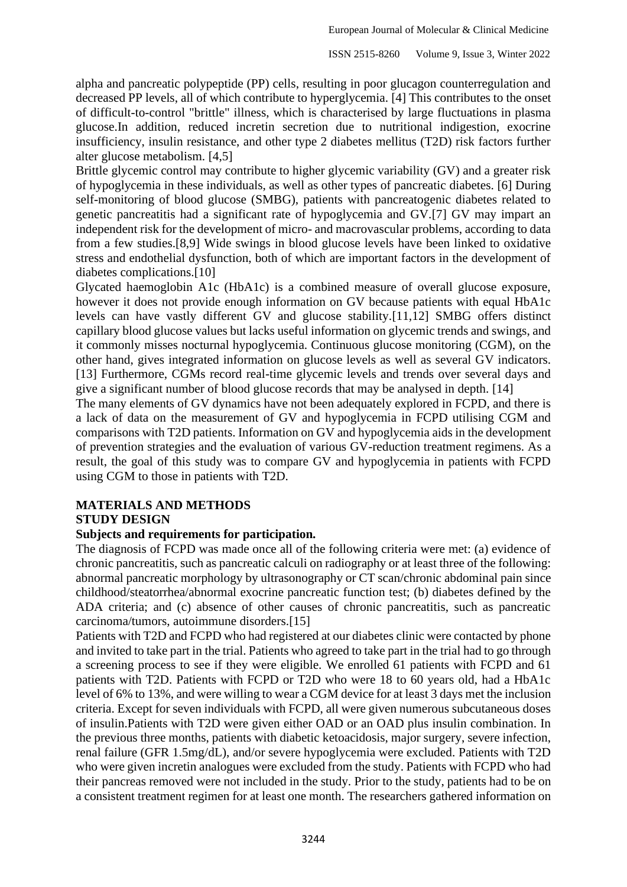alpha and pancreatic polypeptide (PP) cells, resulting in poor glucagon counterregulation and decreased PP levels, all of which contribute to hyperglycemia. [4] This contributes to the onset of difficult-to-control "brittle" illness, which is characterised by large fluctuations in plasma glucose.In addition, reduced incretin secretion due to nutritional indigestion, exocrine insufficiency, insulin resistance, and other type 2 diabetes mellitus (T2D) risk factors further alter glucose metabolism. [4,5]

Brittle glycemic control may contribute to higher glycemic variability (GV) and a greater risk of hypoglycemia in these individuals, as well as other types of pancreatic diabetes. [6] During self-monitoring of blood glucose (SMBG), patients with pancreatogenic diabetes related to genetic pancreatitis had a significant rate of hypoglycemia and GV.[7] GV may impart an independent risk for the development of micro- and macrovascular problems, according to data from a few studies.[8,9] Wide swings in blood glucose levels have been linked to oxidative stress and endothelial dysfunction, both of which are important factors in the development of diabetes complications.[10]

Glycated haemoglobin A1c (HbA1c) is a combined measure of overall glucose exposure, however it does not provide enough information on GV because patients with equal HbA1c levels can have vastly different GV and glucose stability.[11,12] SMBG offers distinct capillary blood glucose values but lacks useful information on glycemic trends and swings, and it commonly misses nocturnal hypoglycemia. Continuous glucose monitoring (CGM), on the other hand, gives integrated information on glucose levels as well as several GV indicators. [13] Furthermore, CGMs record real-time glycemic levels and trends over several days and give a significant number of blood glucose records that may be analysed in depth. [14]

The many elements of GV dynamics have not been adequately explored in FCPD, and there is a lack of data on the measurement of GV and hypoglycemia in FCPD utilising CGM and comparisons with T2D patients. Information on GV and hypoglycemia aids in the development of prevention strategies and the evaluation of various GV-reduction treatment regimens. As a result, the goal of this study was to compare GV and hypoglycemia in patients with FCPD using CGM to those in patients with T2D.

## MATERIALS AND METHODS

## STUDY DESIGN

### Subjects and requirements for participation.

The diagnosis of FCPD was made once all of the following criteria were met: (a) evidence of chronic pancreatitis, such as pancreatic calculi on radiography or at least three of the following: abnormal pancreatic morphology by ultrasonography or CT scan/chronic abdominal pain since childhood/steatorrhea/abnormal exocrine pancreatic function test; (b) diabetes defined by the ADA criteria; and (c) absence of other causes of chronic pancreatitis, such as pancreatic carcinoma/tumors, autoimmune disorders.[15]

Patients with T2D and FCPD who had registered at our diabetes clinic were contacted by phone and invited to take part in the trial. Patients who agreed to take part in the trial had to go through a screening process to see if they were eligible. We enrolled 61 patients with FCPD and 61 patients with T2D. Patients with FCPD or T2D who were 18 to 60 years old, had a HbA1c level of 6% to 13%, and were willing to wear a CGM device for at least 3 days met the inclusion criteria. Except for seven individuals with FCPD, all were given numerous subcutaneous doses of insulin.Patients with T2D were given either OAD or an OAD plus insulin combination. In the previous three months, patients with diabetic ketoacidosis, major surgery, severe infection, renal failure (GFR 1.5mg/dL), and/or severe hypoglycemia were excluded. Patients with T2D who were given incretin analogues were excluded from the study. Patients with FCPD who had their pancreas removed were not included in the study. Prior to the study, patients had to be on a consistent treatment regimen for at least one month. The researchers gathered information on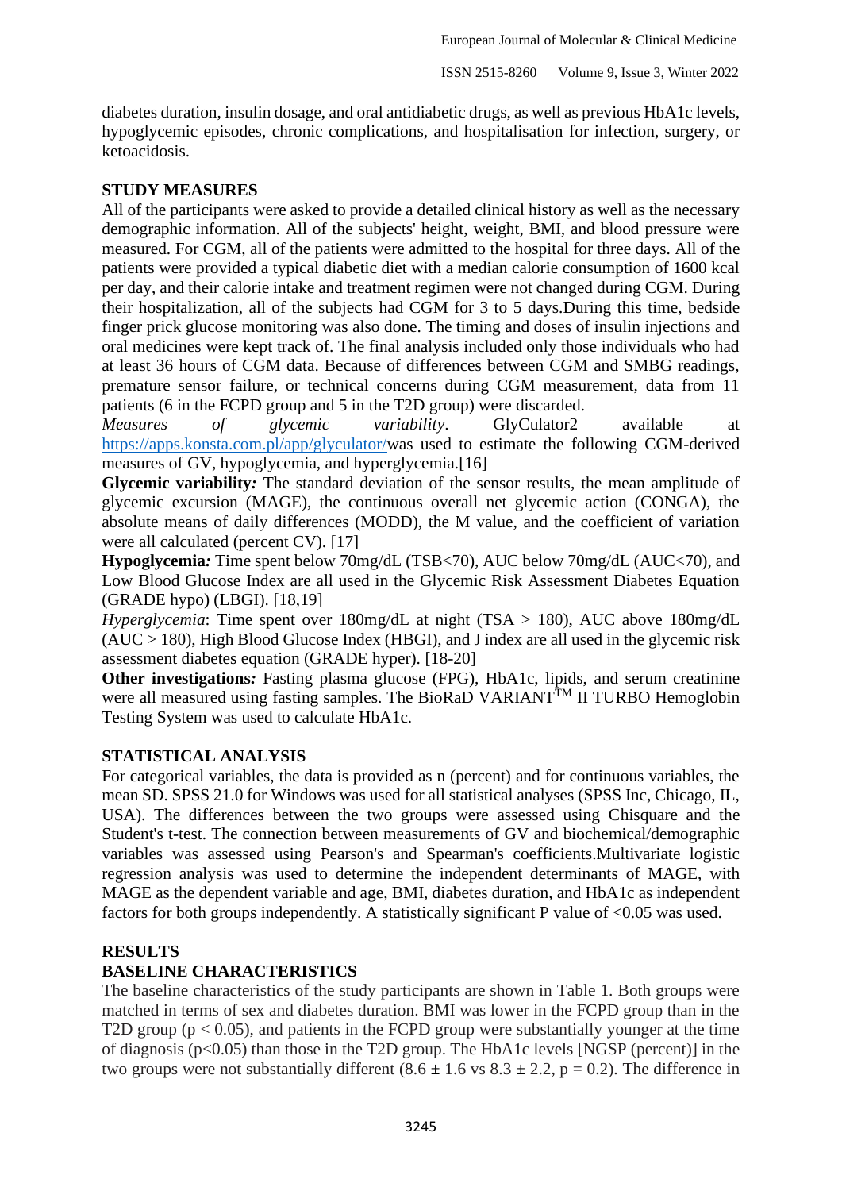diabetes duration, insulin dosage, and oral antidiabetic drugs, as well as previous HbA1c levels, hypoglycemic episodes, chronic complications, and hospitalisation for infection, surgery, or ketoacidosis.

## STUDY MEASURES

All of the participants were asked to provide a detailed clinical history as well as the necessary demographic information. All of the subjects' height, weight, BMI, and blood pressure were measured. For CGM, all of the patients were admitted to the hospital for three days. All of the patients were provided a typical diabetic diet with a median calorie consumption of 1600 kcal per day, and their calorie intake and treatment regimen were not changed during CGM. During their hospitalization, all of the subjects had CGM for 3 to 5 days.During this time, bedside finger prick glucose monitoring was also done. The timing and doses of insulin injections and oral medicines were kept track of. The final analysis included only those individuals who had at least 36 hours of CGM data. Because of differences between CGM and SMBG readings, premature sensor failure, or technical concerns during CGM measurement, data from 11 patients (6 in the FCPD group and 5 in the T2D group) were discarded.

*Measures of glycemic variability*. GlyCulator2 available at https://apps.konsta.com.pl/app/glyculator/was used to estimate the following CGM-derived measures of GV, hypoglycemia, and hyperglycemia.[16]

**Glycemic variability***:* The standard deviation of the sensor results, the mean amplitude of glycemic excursion (MAGE), the continuous overall net glycemic action (CONGA), the absolute means of daily differences (MODD), the M value, and the coefficient of variation were all calculated (percent CV). [17]

**Hypoglycemia***:* Time spent below 70mg/dL (TSB<70), AUC below 70mg/dL (AUC<70), and Low Blood Glucose Index are all used in the Glycemic Risk Assessment Diabetes Equation (GRADE hypo) (LBGI). [18,19]

*Hyperglycemia*: Time spent over 180mg/dL at night (TSA > 180), AUC above 180mg/dL (AUC > 180), High Blood Glucose Index (HBGI), and J index are all used in the glycemic risk assessment diabetes equation (GRADE hyper). [18-20]

**Other investigations***:* Fasting plasma glucose (FPG), HbA1c, lipids, and serum creatinine were all measured using fasting samples. The BioRaD VARIANT™ II TURBO Hemoglobin Testing System was used to calculate HbA1c.

## STATISTICAL ANALYSIS

For categorical variables, the data is provided as n (percent) and for continuous variables, the mean SD. SPSS 21.0 for Windows was used for all statistical analyses (SPSS Inc, Chicago, IL, USA). The differences between the two groups were assessed using Chisquare and the Student's t-test. The connection between measurements of GV and biochemical/demographic variables was assessed using Pearson's and Spearman's coefficients.Multivariate logistic regression analysis was used to determine the independent determinants of MAGE, with MAGE as the dependent variable and age, BMI, diabetes duration, and HbA1c as independent factors for both groups independently. A statistically significant P value of <0.05 was used.

## RESULTS

### BASELINE CHARACTERISTICS

The baseline characteristics of the study participants are shown in Table 1. Both groups were matched in terms of sex and diabetes duration. BMI was lower in the FCPD group than in the T2D group ($p < 0.05$), and patients in the FCPD group were substantially younger at the time of diagnosis ($p<0.05$) than those in the T2D group. The HbA1c levels [NGSP (percent)] in the two groups were not substantially different ($8.6 \pm 1.6$ vs $8.3 \pm 2.2$, $p = 0.2$). The difference in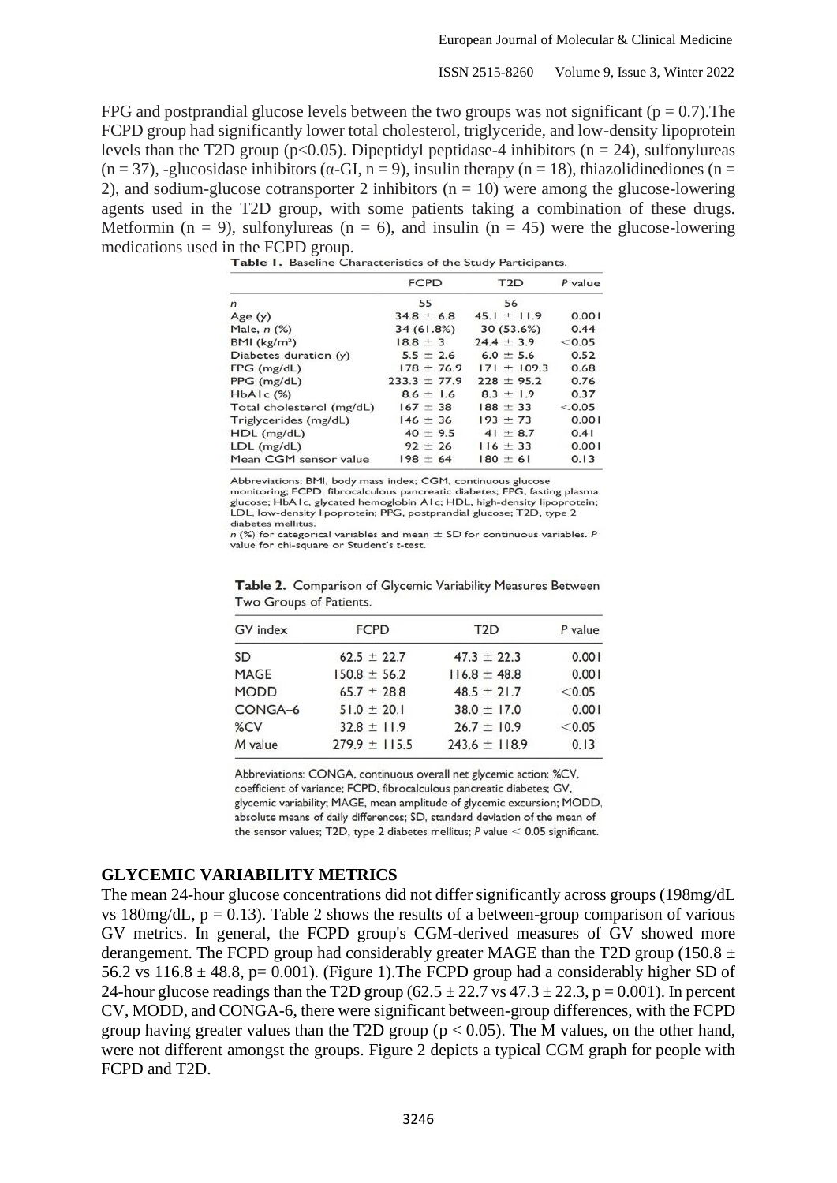FPG and postprandial glucose levels between the two groups was not significant (p = 0.7).The FCPD group had significantly lower total cholesterol, triglyceride, and low-density lipoprotein levels than the T2D group (p<0.05). Dipeptidyl peptidase-4 inhibitors (n = 24), sulfonylureas (n = 37), -glucosidase inhibitors (α-GI, n = 9), insulin therapy (n = 18), thiazolidinediones (n = 2), and sodium-glucose cotransporter 2 inhibitors (n = 10) were among the glucose-lowering agents used in the T2D group, with some patients taking a combination of these drugs. Metformin (n = 9), sulfonylureas (n = 6), and insulin (n = 45) were the glucose-lowering medications used in the FCPD group.

**Table 1.** Baseline Characteristics of the Study Participants.

| | FCPD | T2D | P value |
|---|---|---|---|
| n | 55 | 56 | |
| Age (y) | 34.8 ± 6.8 | 45.1 ± 11.9 | 0.001 |
| Male, n (%) | 34 (61.8%) | 30 (53.6%) | 0.44 |
| BMI (kg/m²) | 18.8 ± 3 | 24.4 ± 3.9 | <0.05 |
| Diabetes duration (y) | 5.5 ± 2.6 | 6.0 ± 5.6 | 0.52 |
| FPG (mg/dL) | 178 ± 76.9 | 171 ± 109.3 | 0.68 |
| PPG (mg/dL) | 233.3 ± 77.9 | 228 ± 95.2 | 0.76 |
| HbA1c (%) | 8.6 ± 1.6 | 8.3 ± 1.9 | 0.37 |
| Total cholesterol (mg/dL) | 167 ± 38 | 188 ± 33 | <0.05 |
| Triglycerides (mg/dL) | 146 ± 36 | 193 ± 73 | 0.001 |
| HDL (mg/dL) | 40 ± 9.5 | 41 ± 8.7 | 0.41 |
| LDL (mg/dL) | 92 ± 26 | 116 ± 33 | 0.001 |
| Mean CGM sensor value | 198 ± 64 | 180 ± 61 | 0.13 |

Abbreviations: BMI, body mass index; CGM, continuous glucose monitoring; FCPD, fibrocalculous pancreatic diabetes; FPG, fasting plasma glucose; HbA1c, glycated hemoglobin A1c; HDL, high-density lipoprotein; LDL, low-density lipoprotein; PPG, postprandial glucose; T2D, type 2 diabetes mellitus.
n (%) for categorical variables and mean ± SD for continuous variables. P value for chi-square or Student's t-test.

**Table 2.** Comparison of Glycemic Variability Measures Between Two Groups of Patients.

| GV index | FCPD | T2D | P value |
|---|---|---|---|
| SD | 62.5 ± 22.7 | 47.3 ± 22.3 | 0.001 |
| MAGE | 150.8 ± 56.2 | 116.8 ± 48.8 | 0.001 |
| MODD | 65.7 ± 28.8 | 48.5 ± 21.7 | <0.05 |
| CONGA–6 | 51.0 ± 20.1 | 38.0 ± 17.0 | 0.001 |
| %CV | 32.8 ± 11.9 | 26.7 ± 10.9 | <0.05 |
| M value | 279.9 ± 115.5 | 243.6 ± 118.9 | 0.13 |

Abbreviations: CONGA, continuous overall net glycemic action; %CV, coefficient of variance; FCPD, fibrocalculous pancreatic diabetes; GV, glycemic variability; MAGE, mean amplitude of glycemic excursion; MODD, absolute means of daily differences; SD, standard deviation of the mean of the sensor values; T2D, type 2 diabetes mellitus; P value < 0.05 significant.

## GLYCEMIC VARIABILITY METRICS

The mean 24-hour glucose concentrations did not differ significantly across groups (198mg/dL vs 180mg/dL, p = 0.13). Table 2 shows the results of a between-group comparison of various GV metrics. In general, the FCPD group's CGM-derived measures of GV showed more derangement. The FCPD group had considerably greater MAGE than the T2D group (150.8 ± 56.2 vs 116.8 ± 48.8, p= 0.001). (Figure 1).The FCPD group had a considerably higher SD of 24-hour glucose readings than the T2D group (62.5 ± 22.7 vs 47.3 ± 22.3, p = 0.001). In percent CV, MODD, and CONGA-6, there were significant between-group differences, with the FCPD group having greater values than the T2D group (p < 0.05). The M values, on the other hand, were not different amongst the groups. Figure 2 depicts a typical CGM graph for people with FCPD and T2D.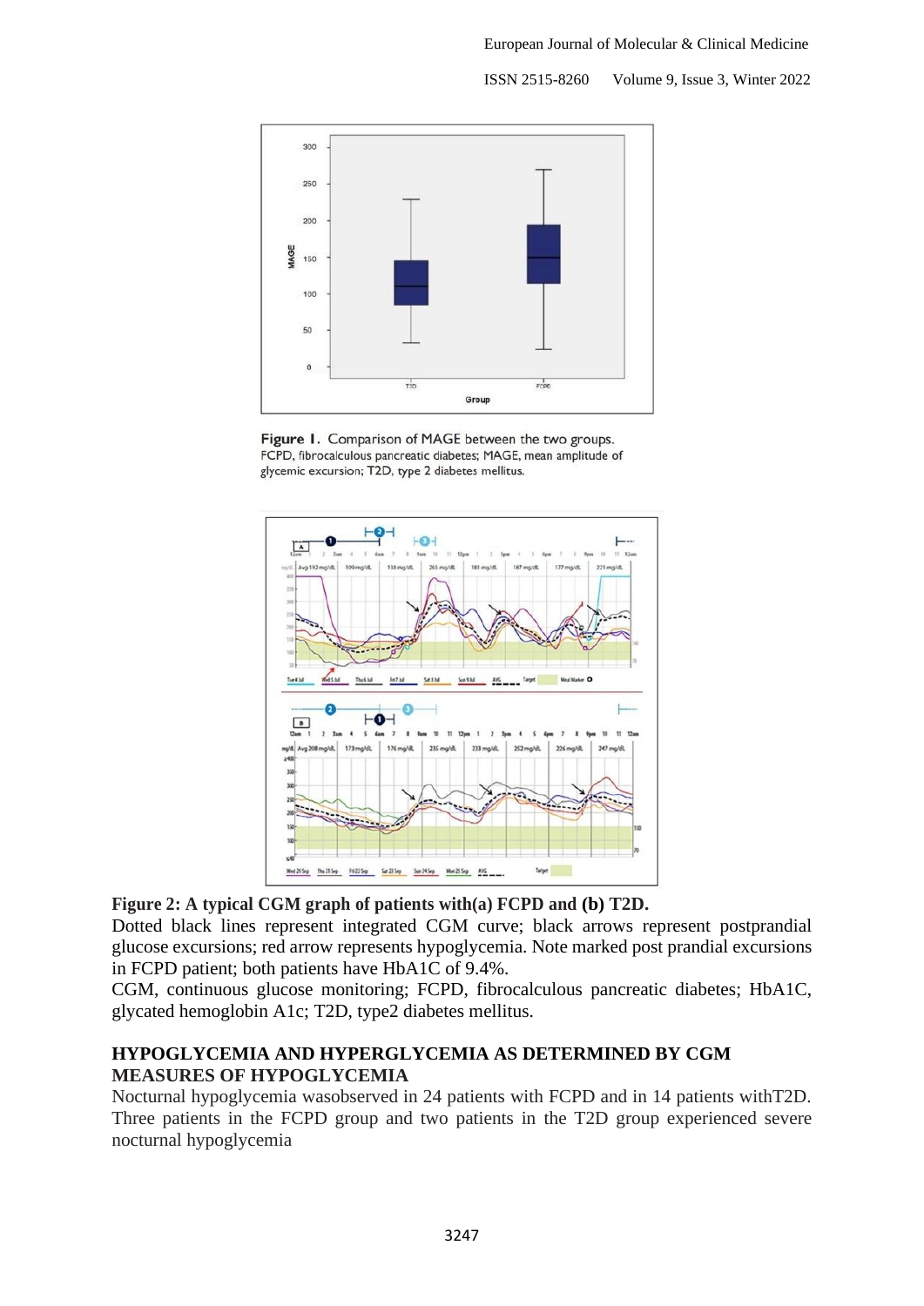Figure 1. Comparison of MAGE between the two groups.
FCPD, fibrocalculous pancreatic diabetes; MAGE, mean amplitude of glycemic excursion; T2D, type 2 diabetes mellitus.

**Figure 2: A typical CGM graph of patients with(a) FCPD and (b) T2D.**

Dotted black lines represent integrated CGM curve; black arrows represent postprandial glucose excursions; red arrow represents hypoglycemia. Note marked post prandial excursions in FCPD patient; both patients have HbA1C of 9.4%.

CGM, continuous glucose monitoring; FCPD, fibrocalculous pancreatic diabetes; HbA1C, glycated hemoglobin A1c; T2D, type2 diabetes mellitus.

## HYPOGLYCEMIA AND HYPERGLYCEMIA AS DETERMINED BY CGM MEASURES OF HYPOGLYCEMIA

Nocturnal hypoglycemia wasobserved in 24 patients with FCPD and in 14 patients withT2D. Three patients in the FCPD group and two patients in the T2D group experienced severe nocturnal hypoglycemia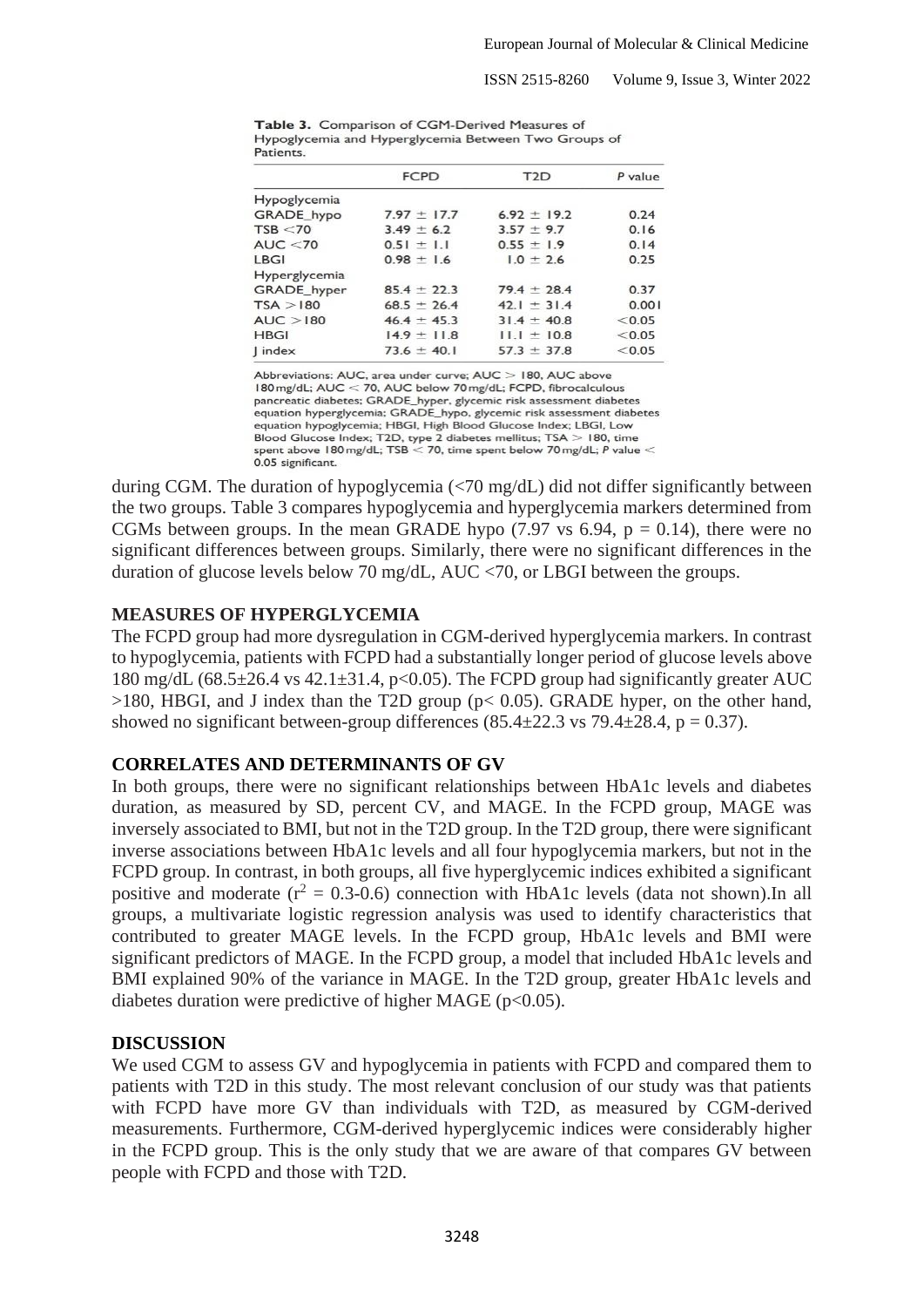**Table 3.** Comparison of CGM-Derived Measures of Hypoglycemia and Hyperglycemia Between Two Groups of Patients.

| | FCPD | T2D | *P* value |
|---|---|---|---|
| Hypoglycemia | | | |
| GRADE_hypo | 7.97 ± 17.7 | 6.92 ± 19.2 | 0.24 |
| TSB <70 | 3.49 ± 6.2 | 3.57 ± 9.7 | 0.16 |
| AUC <70 | 0.51 ± 1.1 | 0.55 ± 1.9 | 0.14 |
| LBGI | 0.98 ± 1.6 | 1.0 ± 2.6 | 0.25 |
| Hyperglycemia | | | |
| GRADE_hyper | 85.4 ± 22.3 | 79.4 ± 28.4 | 0.37 |
| TSA >180 | 68.5 ± 26.4 | 42.1 ± 31.4 | 0.001 |
| AUC >180 | 46.4 ± 45.3 | 31.4 ± 40.8 | <0.05 |
| HBGI | 14.9 ± 11.8 | 11.1 ± 10.8 | <0.05 |
| J index | 73.6 ± 40.1 | 57.3 ± 37.8 | <0.05 |

Abbreviations: AUC, area under curve; AUC > 180, AUC above 180 mg/dL; AUC < 70, AUC below 70 mg/dL; FCPD, fibrocalculous pancreatic diabetes; GRADE_hyper, glycemic risk assessment diabetes equation hyperglycemia; GRADE_hypo, glycemic risk assessment diabetes equation hypoglycemia; HBGI, High Blood Glucose Index; LBGI, Low Blood Glucose Index; T2D, type 2 diabetes mellitus; TSA > 180, time spent above 180 mg/dL; TSB < 70, time spent below 70 mg/dL; *P* value < 0.05 significant.

during CGM. The duration of hypoglycemia (<70 mg/dL) did not differ significantly between the two groups. Table 3 compares hypoglycemia and hyperglycemia markers determined from CGMs between groups. In the mean GRADE hypo (7.97 vs 6.94, $p = 0.14$), there were no significant differences between groups. Similarly, there were no significant differences in the duration of glucose levels below 70 mg/dL, AUC <70, or LBGI between the groups.

## MEASURES OF HYPERGLYCEMIA

The FCPD group had more dysregulation in CGM-derived hyperglycemia markers. In contrast to hypoglycemia, patients with FCPD had a substantially longer period of glucose levels above 180 mg/dL (68.5±26.4 vs 42.1±31.4, $p<0.05$). The FCPD group had significantly greater AUC >180, HBGI, and J index than the T2D group ($p< 0.05$). GRADE hyper, on the other hand, showed no significant between-group differences (85.4±22.3 vs 79.4±28.4, $p = 0.37$).

## CORRELATES AND DETERMINANTS OF GV

In both groups, there were no significant relationships between HbA1c levels and diabetes duration, as measured by SD, percent CV, and MAGE. In the FCPD group, MAGE was inversely associated to BMI, but not in the T2D group. In the T2D group, there were significant inverse associations between HbA1c levels and all four hypoglycemia markers, but not in the FCPD group. In contrast, in both groups, all five hyperglycemic indices exhibited a significant positive and moderate ($r^2 = 0.3$-$0.6$) connection with HbA1c levels (data not shown).In all groups, a multivariate logistic regression analysis was used to identify characteristics that contributed to greater MAGE levels. In the FCPD group, HbA1c levels and BMI were significant predictors of MAGE. In the FCPD group, a model that included HbA1c levels and BMI explained 90% of the variance in MAGE. In the T2D group, greater HbA1c levels and diabetes duration were predictive of higher MAGE ($p<0.05$).

## DISCUSSION

We used CGM to assess GV and hypoglycemia in patients with FCPD and compared them to patients with T2D in this study. The most relevant conclusion of our study was that patients with FCPD have more GV than individuals with T2D, as measured by CGM-derived measurements. Furthermore, CGM-derived hyperglycemic indices were considerably higher in the FCPD group. This is the only study that we are aware of that compares GV between people with FCPD and those with T2D.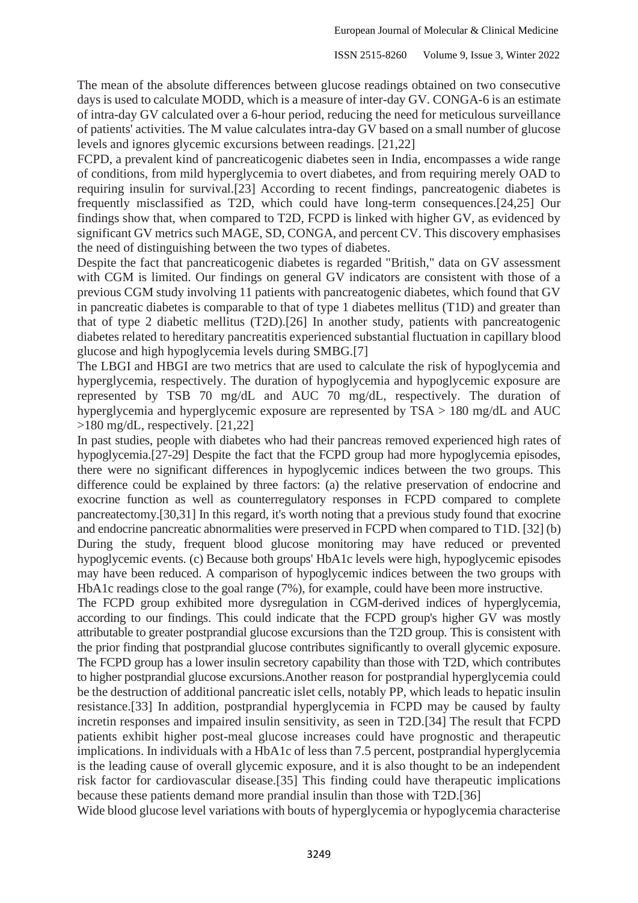The mean of the absolute differences between glucose readings obtained on two consecutive days is used to calculate MODD, which is a measure of inter-day GV. CONGA-6 is an estimate of intra-day GV calculated over a 6-hour period, reducing the need for meticulous surveillance of patients' activities. The M value calculates intra-day GV based on a small number of glucose levels and ignores glycemic excursions between readings. [21,22]

FCPD, a prevalent kind of pancreaticogenic diabetes seen in India, encompasses a wide range of conditions, from mild hyperglycemia to overt diabetes, and from requiring merely OAD to requiring insulin for survival.[23] According to recent findings, pancreatogenic diabetes is frequently misclassified as T2D, which could have long-term consequences.[24,25] Our findings show that, when compared to T2D, FCPD is linked with higher GV, as evidenced by significant GV metrics such MAGE, SD, CONGA, and percent CV. This discovery emphasises the need of distinguishing between the two types of diabetes.

Despite the fact that pancreaticogenic diabetes is regarded "British," data on GV assessment with CGM is limited. Our findings on general GV indicators are consistent with those of a previous CGM study involving 11 patients with pancreatogenic diabetes, which found that GV in pancreatic diabetes is comparable to that of type 1 diabetes mellitus (T1D) and greater than that of type 2 diabetic mellitus (T2D).[26] In another study, patients with pancreatogenic diabetes related to hereditary pancreatitis experienced substantial fluctuation in capillary blood glucose and high hypoglycemia levels during SMBG.[7]

The LBGI and HBGI are two metrics that are used to calculate the risk of hypoglycemia and hyperglycemia, respectively. The duration of hypoglycemia and hypoglycemic exposure are represented by TSB 70 mg/dL and AUC 70 mg/dL, respectively. The duration of hyperglycemia and hyperglycemic exposure are represented by TSA > 180 mg/dL and AUC >180 mg/dL, respectively. [21,22]

In past studies, people with diabetes who had their pancreas removed experienced high rates of hypoglycemia.[27-29] Despite the fact that the FCPD group had more hypoglycemia episodes, there were no significant differences in hypoglycemic indices between the two groups. This difference could be explained by three factors: (a) the relative preservation of endocrine and exocrine function as well as counterregulatory responses in FCPD compared to complete pancreatectomy.[30,31] In this regard, it's worth noting that a previous study found that exocrine and endocrine pancreatic abnormalities were preserved in FCPD when compared to T1D. [32] (b) During the study, frequent blood glucose monitoring may have reduced or prevented hypoglycemic events. (c) Because both groups' HbA1c levels were high, hypoglycemic episodes may have been reduced. A comparison of hypoglycemic indices between the two groups with HbA1c readings close to the goal range (7%), for example, could have been more instructive.

The FCPD group exhibited more dysregulation in CGM-derived indices of hyperglycemia, according to our findings. This could indicate that the FCPD group's higher GV was mostly attributable to greater postprandial glucose excursions than the T2D group. This is consistent with the prior finding that postprandial glucose contributes significantly to overall glycemic exposure. The FCPD group has a lower insulin secretory capability than those with T2D, which contributes to higher postprandial glucose excursions.Another reason for postprandial hyperglycemia could be the destruction of additional pancreatic islet cells, notably PP, which leads to hepatic insulin resistance.[33] In addition, postprandial hyperglycemia in FCPD may be caused by faulty incretin responses and impaired insulin sensitivity, as seen in T2D.[34] The result that FCPD patients exhibit higher post-meal glucose increases could have prognostic and therapeutic implications. In individuals with a HbA1c of less than 7.5 percent, postprandial hyperglycemia is the leading cause of overall glycemic exposure, and it is also thought to be an independent risk factor for cardiovascular disease.[35] This finding could have therapeutic implications because these patients demand more prandial insulin than those with T2D.[36]

Wide blood glucose level variations with bouts of hyperglycemia or hypoglycemia characterise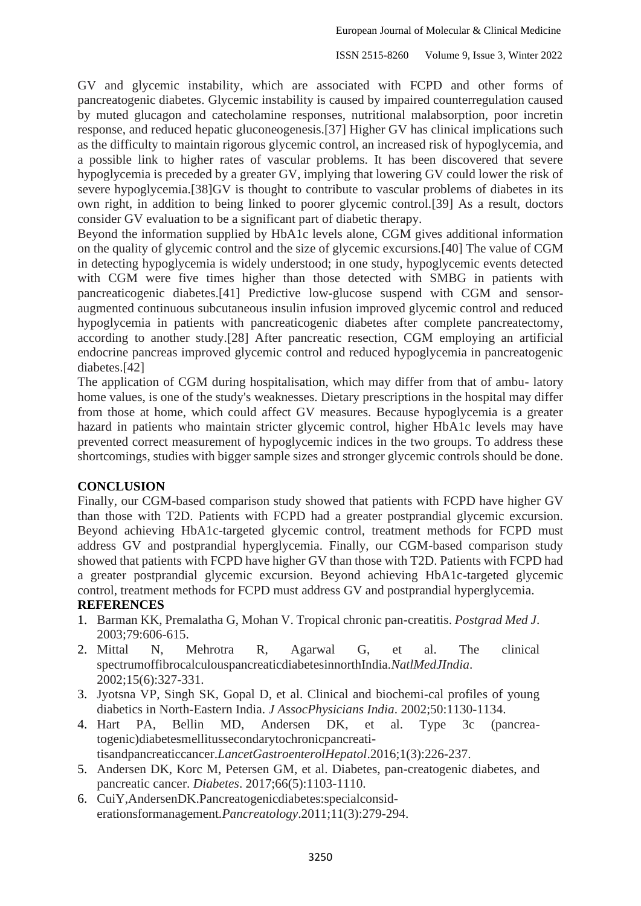GV and glycemic instability, which are associated with FCPD and other forms of pancreatogenic diabetes. Glycemic instability is caused by impaired counterregulation caused by muted glucagon and catecholamine responses, nutritional malabsorption, poor incretin response, and reduced hepatic gluconeogenesis.[37] Higher GV has clinical implications such as the difficulty to maintain rigorous glycemic control, an increased risk of hypoglycemia, and a possible link to higher rates of vascular problems. It has been discovered that severe hypoglycemia is preceded by a greater GV, implying that lowering GV could lower the risk of severe hypoglycemia.[38]GV is thought to contribute to vascular problems of diabetes in its own right, in addition to being linked to poorer glycemic control.[39] As a result, doctors consider GV evaluation to be a significant part of diabetic therapy.

Beyond the information supplied by HbA1c levels alone, CGM gives additional information on the quality of glycemic control and the size of glycemic excursions.[40] The value of CGM in detecting hypoglycemia is widely understood; in one study, hypoglycemic events detected with CGM were five times higher than those detected with SMBG in patients with pancreaticogenic diabetes.[41] Predictive low-glucose suspend with CGM and sensor-augmented continuous subcutaneous insulin infusion improved glycemic control and reduced hypoglycemia in patients with pancreaticogenic diabetes after complete pancreatectomy, according to another study.[28] After pancreatic resection, CGM employing an artificial endocrine pancreas improved glycemic control and reduced hypoglycemia in pancreatogenic diabetes.[42]

The application of CGM during hospitalisation, which may differ from that of ambu- latory home values, is one of the study's weaknesses. Dietary prescriptions in the hospital may differ from those at home, which could affect GV measures. Because hypoglycemia is a greater hazard in patients who maintain stricter glycemic control, higher HbA1c levels may have prevented correct measurement of hypoglycemic indices in the two groups. To address these shortcomings, studies with bigger sample sizes and stronger glycemic controls should be done.

## CONCLUSION

Finally, our CGM-based comparison study showed that patients with FCPD have higher GV than those with T2D. Patients with FCPD had a greater postprandial glycemic excursion. Beyond achieving HbA1c-targeted glycemic control, treatment methods for FCPD must address GV and postprandial hyperglycemia. Finally, our CGM-based comparison study showed that patients with FCPD have higher GV than those with T2D. Patients with FCPD had a greater postprandial glycemic excursion. Beyond achieving HbA1c-targeted glycemic control, treatment methods for FCPD must address GV and postprandial hyperglycemia.

## REFERENCES

1. Barman KK, Premalatha G, Mohan V. Tropical chronic pan-creatitis. *Postgrad Med J*. 2003;79:606-615.
2. Mittal N, Mehrotra R, Agarwal G, et al. The clinical spectrumoffibrocalculouspancreaticdiabetesinnorthIndia.*NatlMedJIndia*. 2002;15(6):327-331.
3. Jyotsna VP, Singh SK, Gopal D, et al. Clinical and biochemi-cal profiles of young diabetics in North-Eastern India. *J AssocPhysicians India*. 2002;50:1130-1134.
4. Hart PA, Bellin MD, Andersen DK, et al. Type 3c (pancrea-togenic)diabetesmellitussecondarytochronicpancreati-tisandpancreaticcancer.*LancetGastroenterolHepatol*.2016;1(3):226-237.
5. Andersen DK, Korc M, Petersen GM, et al. Diabetes, pan-creatogenic diabetes, and pancreatic cancer. *Diabetes*. 2017;66(5):1103-1110.
6. CuiY,AndersenDK.Pancreatogenicdiabetes:specialconsid-erationsformanagement.*Pancreatology*.2011;11(3):279-294.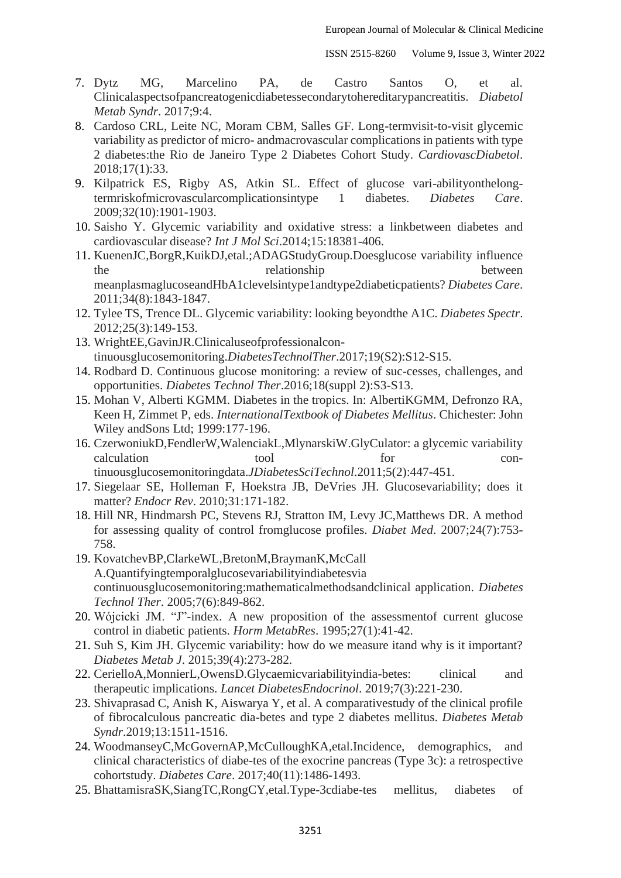7. Dytz MG, Marcelino PA, de Castro Santos O, et al. Clinicalaspectsofpancreatogenicdiabetessecondarytohereditarypancreatitis. *Diabetol Metab Syndr*. 2017;9:4.
8. Cardoso CRL, Leite NC, Moram CBM, Salles GF. Long-termvisit-to-visit glycemic variability as predictor of micro- andmacrovascular complications in patients with type 2 diabetes:the Rio de Janeiro Type 2 Diabetes Cohort Study. *CardiovascDiabetol*. 2018;17(1):33.
9. Kilpatrick ES, Rigby AS, Atkin SL. Effect of glucose vari-abilityonthelong-termriskofmicrovascularcomplicationsintype 1 diabetes. *Diabetes Care*. 2009;32(10):1901-1903.
10. Saisho Y. Glycemic variability and oxidative stress: a linkbetween diabetes and cardiovascular disease? *Int J Mol Sci*.2014;15:18381-406.
11. KuenenJC,BorgR,KuikDJ,etal.;ADAGStudyGroup.Doesglucose variability influence the relationship between meanplasmaglucoseandHbA1clevelsintype1andtype2diabeticpatients? *Diabetes Care*. 2011;34(8):1843-1847.
12. Tylee TS, Trence DL. Glycemic variability: looking beyondthe A1C. *Diabetes Spectr*. 2012;25(3):149-153.
13. WrightEE,GavinJR.Clinicaluseofprofessionalcon-tinuousglucosemonitoring.*DiabetesTechnolTher*.2017;19(S2):S12-S15.
14. Rodbard D. Continuous glucose monitoring: a review of suc-cesses, challenges, and opportunities. *Diabetes Technol Ther*.2016;18(suppl 2):S3-S13.
15. Mohan V, Alberti KGMM. Diabetes in the tropics. In: AlbertiKGMM, Defronzo RA, Keen H, Zimmet P, eds. *InternationalTextbook of Diabetes Mellitus*. Chichester: John Wiley andSons Ltd; 1999:177-196.
16. CzerwoniukD,FendlerW,WalenciakL,MlynarskiW.GlyCulator: a glycemic variability calculation tool for con-tinuousglucosemonitoringdata.*JDiabetesSciTechnol*.2011;5(2):447-451.
17. Siegelaar SE, Holleman F, Hoekstra JB, DeVries JH. Glucosevariability; does it matter? *Endocr Rev*. 2010;31:171-182.
18. Hill NR, Hindmarsh PC, Stevens RJ, Stratton IM, Levy JC,Matthews DR. A method for assessing quality of control fromglucose profiles. *Diabet Med*. 2007;24(7):753-758.
19. KovatchevBP,ClarkeWL,BretonM,BraymanK,McCall A.Quantifyingtemporalglucosevariabilityindiabetesvia continuousglucosemonitoring:mathematicalmethodsandclinical application. *Diabetes Technol Ther*. 2005;7(6):849-862.
20. Wójcicki JM. "J"-index. A new proposition of the assessmentof current glucose control in diabetic patients. *Horm MetabRes*. 1995;27(1):41-42.
21. Suh S, Kim JH. Glycemic variability: how do we measure itand why is it important? *Diabetes Metab J*. 2015;39(4):273-282.
22. CerielloA,MonnierL,OwensD.Glycaemicvariabilityindia-betes: clinical and therapeutic implications. *Lancet DiabetesEndocrinol*. 2019;7(3):221-230.
23. Shivaprasad C, Anish K, Aiswarya Y, et al. A comparativestudy of the clinical profile of fibrocalculous pancreatic dia-betes and type 2 diabetes mellitus. *Diabetes Metab Syndr*.2019;13:1511-1516.
24. WoodmanseyC,McGovernAP,McCulloughKA,etal.Incidence, demographics, and clinical characteristics of diabe-tes of the exocrine pancreas (Type 3c): a retrospective cohortstudy. *Diabetes Care*. 2017;40(11):1486-1493.
25. BhattamisraSK,SiangTC,RongCY,etal.Type-3cdiabe-tes mellitus, diabetes of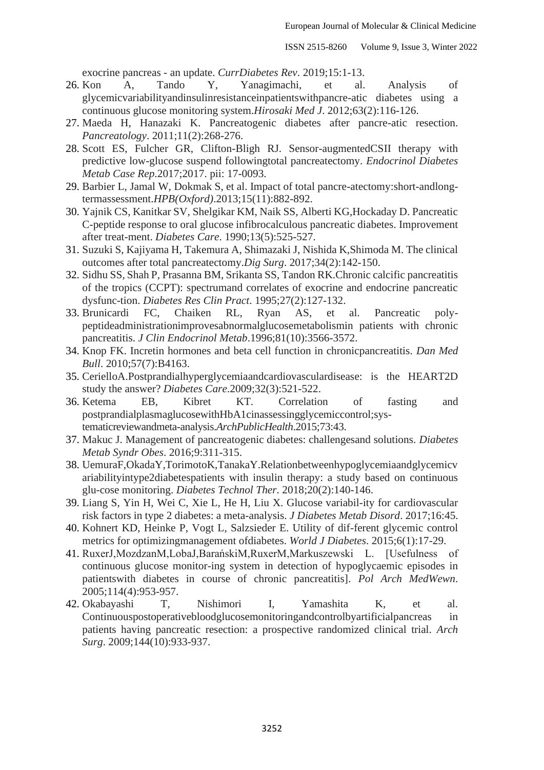exocrine pancreas - an update. *CurrDiabetes Rev*. 2019;15:1-13.

26. Kon A, Tando Y, Yanagimachi, et al. Analysis of glycemicvariabilityandinsulinresistanceinpatientswithpancre-atic diabetes using a continuous glucose monitoring system.*Hirosaki Med J*. 2012;63(2):116-126.
27. Maeda H, Hanazaki K. Pancreatogenic diabetes after pancre-atic resection. *Pancreatology*. 2011;11(2):268-276.
28. Scott ES, Fulcher GR, Clifton-Bligh RJ. Sensor-augmentedCSII therapy with predictive low-glucose suspend followingtotal pancreatectomy. *Endocrinol Diabetes Metab Case Rep*.2017;2017. pii: 17-0093.
29. Barbier L, Jamal W, Dokmak S, et al. Impact of total pancre-atectomy:short-andlong-termassessment.*HPB(Oxford)*.2013;15(11):882-892.
30. Yajnik CS, Kanitkar SV, Shelgikar KM, Naik SS, Alberti KG,Hockaday D. Pancreatic C-peptide response to oral glucose infibrocalculous pancreatic diabetes. Improvement after treat-ment. *Diabetes Care*. 1990;13(5):525-527.
31. Suzuki S, Kajiyama H, Takemura A, Shimazaki J, Nishida K,Shimoda M. The clinical outcomes after total pancreatectomy.*Dig Surg*. 2017;34(2):142-150.
32. Sidhu SS, Shah P, Prasanna BM, Srikanta SS, Tandon RK.Chronic calcific pancreatitis of the tropics (CCPT): spectrumand correlates of exocrine and endocrine pancreatic dysfunc-tion. *Diabetes Res Clin Pract*. 1995;27(2):127-132.
33. Brunicardi FC, Chaiken RL, Ryan AS, et al. Pancreatic poly-peptideadministrationimprovesabnormalglucosemetabolismin patients with chronic pancreatitis. *J Clin Endocrinol Metab*.1996;81(10):3566-3572.
34. Knop FK. Incretin hormones and beta cell function in chronicpancreatitis. *Dan Med Bull*. 2010;57(7):B4163.
35. CerielloA.Postprandialhyperglycemiaandcardiovasculardisease: is the HEART2D study the answer? *Diabetes Care*.2009;32(3):521-522.
36. Ketema EB, Kibret KT. Correlation of fasting and postprandialplasmaglucosewithHbA1cinassessingglycemiccontrol;sys-tematicreviewandmeta-analysis.*ArchPublicHealth*.2015;73:43.
37. Makuc J. Management of pancreatogenic diabetes: challengesand solutions. *Diabetes Metab Syndr Obes*. 2016;9:311-315.
38. UemuraF,OkadaY,TorimotoK,TanakaY.Relationbetweenhypoglycemiaandglycemicvariabilityintype2diabetespatients with insulin therapy: a study based on continuous glu-cose monitoring. *Diabetes Technol Ther*. 2018;20(2):140-146.
39. Liang S, Yin H, Wei C, Xie L, He H, Liu X. Glucose variabil-ity for cardiovascular risk factors in type 2 diabetes: a meta-analysis. *J Diabetes Metab Disord*. 2017;16:45.
40. Kohnert KD, Heinke P, Vogt L, Salzsieder E. Utility of dif-ferent glycemic control metrics for optimizingmanagement ofdiabetes. *World J Diabetes*. 2015;6(1):17-29.
41. RuxerJ,MozdzanM,LobaJ,BarańskiM,RuxerM,Markuszewski L. [Usefulness of continuous glucose monitor-ing system in detection of hypoglycaemic episodes in patientswith diabetes in course of chronic pancreatitis]. *Pol Arch MedWewn*. 2005;114(4):953-957.
42. Okabayashi T, Nishimori I, Yamashita K, et al. Continuouspostoperativebloodglucosemonitoringandcontrolbyartificialpancreas in patients having pancreatic resection: a prospective randomized clinical trial. *Arch Surg*. 2009;144(10):933-937.